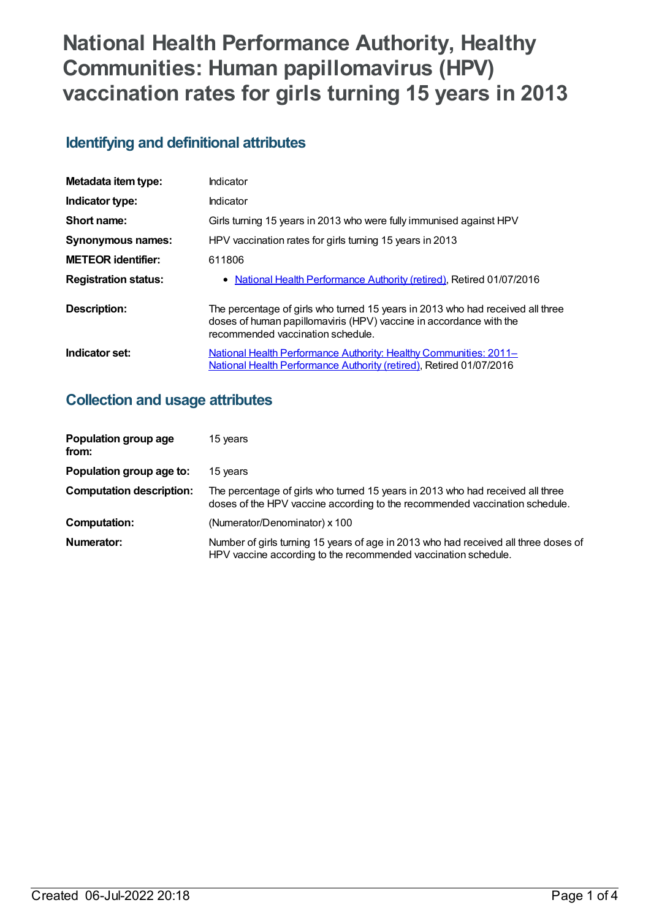# National Health Performance Authority, Healthy Communities: Human papillomavirus (HPV) vaccination rates for girls turning 15 years in 2013

## Identifying and definitional attributes

| | |
|---|---|
| **Metadata item type:** | Indicator |
| **Indicator type:** | Indicator |
| **Short name:** | Girls turning 15 years in 2013 who were fully immunised against HPV |
| **Synonymous names:** | HPV vaccination rates for girls turning 15 years in 2013 |
| **METEOR identifier:** | 611806 |
| **Registration status:** | • National Health Performance Authority (retired), Retired 01/07/2016 |
| **Description:** | The percentage of girls who turned 15 years in 2013 who had received all three doses of human papillomaviris (HPV) vaccine in accordance with the recommended vaccination schedule. |
| **Indicator set:** | National Health Performance Authority: Healthy Communities: 2011– National Health Performance Authority (retired), Retired 01/07/2016 |

## Collection and usage attributes

| | |
|---|---|
| **Population group age from:** | 15 years |
| **Population group age to:** | 15 years |
| **Computation description:** | The percentage of girls who turned 15 years in 2013 who had received all three doses of the HPV vaccine according to the recommended vaccination schedule. |
| **Computation:** | (Numerator/Denominator) x 100 |
| **Numerator:** | Number of girls turning 15 years of age in 2013 who had received all three doses of HPV vaccine according to the recommended vaccination schedule. |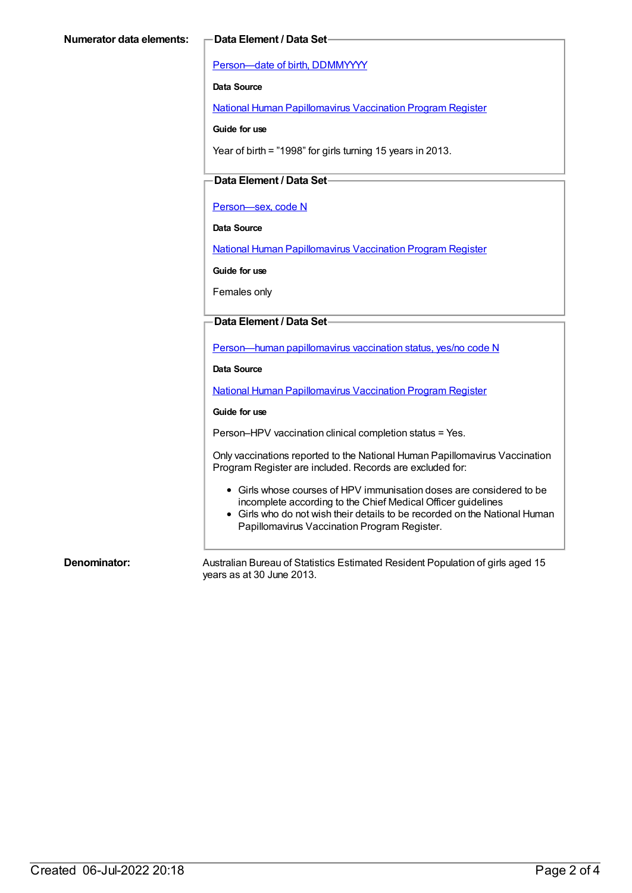**Numerator data elements:**

**Data Element / Data Set**

[Person—date of birth, DDMMYYYY]

**Data Source**

[National Human Papillomavirus Vaccination Program Register]

**Guide for use**

Year of birth = ”1998” for girls turning 15 years in 2013.

**Data Element / Data Set**

[Person—sex, code N]

**Data Source**

[National Human Papillomavirus Vaccination Program Register]

**Guide for use**

Females only

**Data Element / Data Set**

[Person—human papillomavirus vaccination status, yes/no code N]

**Data Source**

[National Human Papillomavirus Vaccination Program Register]

**Guide for use**

Person–HPV vaccination clinical completion status = Yes.

Only vaccinations reported to the National Human Papillomavirus Vaccination Program Register are included. Records are excluded for:

- Girls whose courses of HPV immunisation doses are considered to be incomplete according to the Chief Medical Officer guidelines
- Girls who do not wish their details to be recorded on the National Human Papillomavirus Vaccination Program Register.

**Denominator:**

Australian Bureau of Statistics Estimated Resident Population of girls aged 15 years as at 30 June 2013.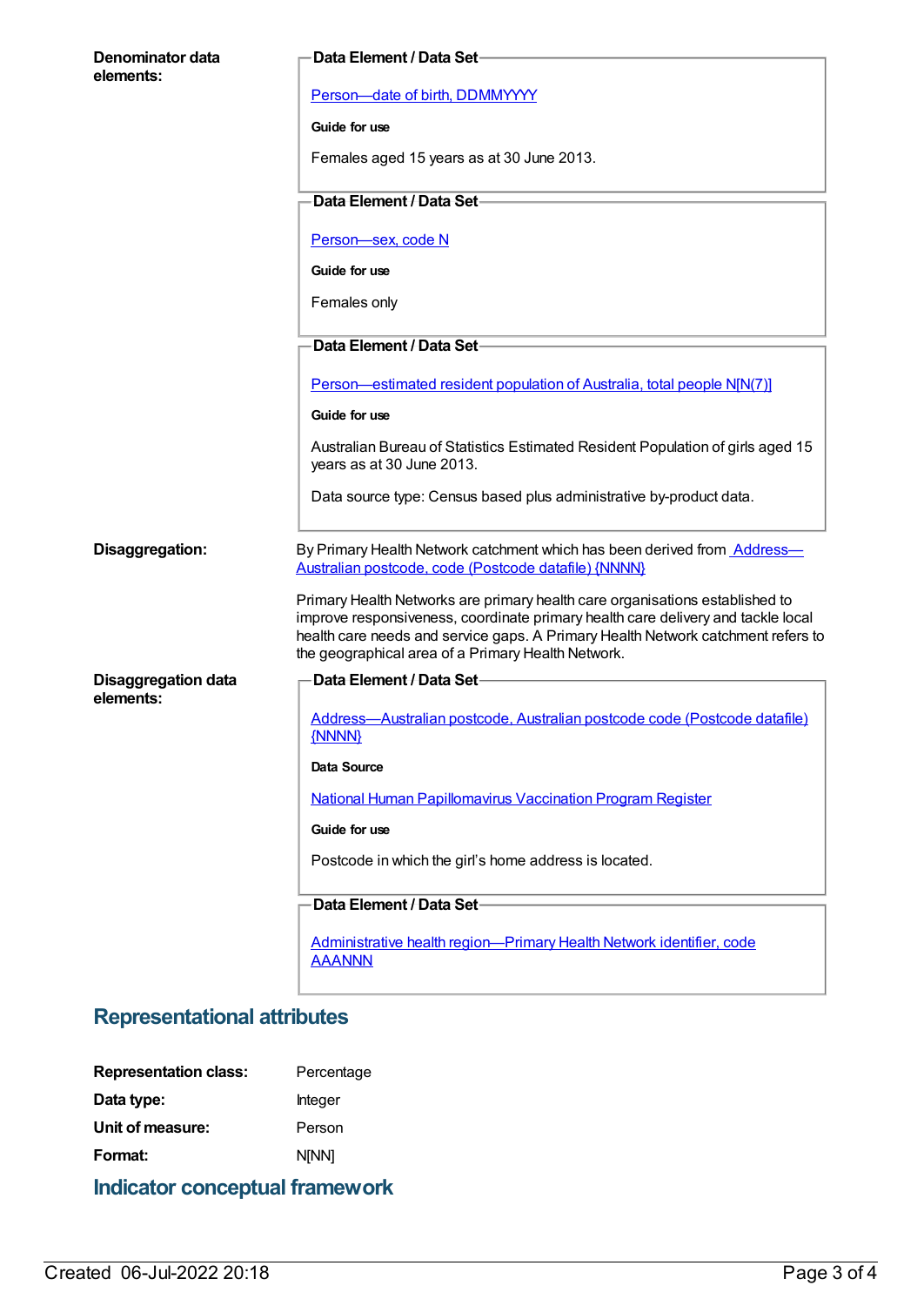**Denominator data elements:**

**Data Element / Data Set**

Person—date of birth, DDMMYYYY

**Guide for use**

Females aged 15 years as at 30 June 2013.

**Data Element / Data Set**

Person—sex, code N

**Guide for use**

Females only

**Data Element / Data Set**

Person—estimated resident population of Australia, total people N[N(7)]

**Guide for use**

Australian Bureau of Statistics Estimated Resident Population of girls aged 15 years as at 30 June 2013.

Data source type: Census based plus administrative by-product data.

**Disaggregation:**

By Primary Health Network catchment which has been derived from Address—Australian postcode, code (Postcode datafile) {NNNN}

Primary Health Networks are primary health care organisations established to improve responsiveness, coordinate primary health care delivery and tackle local health care needs and service gaps. A Primary Health Network catchment refers to the geographical area of a Primary Health Network.

**Disaggregation data elements:**

**Data Element / Data Set**

Address—Australian postcode, Australian postcode code (Postcode datafile) {NNNN}

**Data Source**

National Human Papillomavirus Vaccination Program Register

**Guide for use**

Postcode in which the girl's home address is located.

**Data Element / Data Set**

Administrative health region—Primary Health Network identifier, code AAANNN

## Representational attributes

**Representation class:** Percentage

**Data type:** Integer

**Unit of measure:** Person

**Format:** N[NN]

## Indicator conceptual framework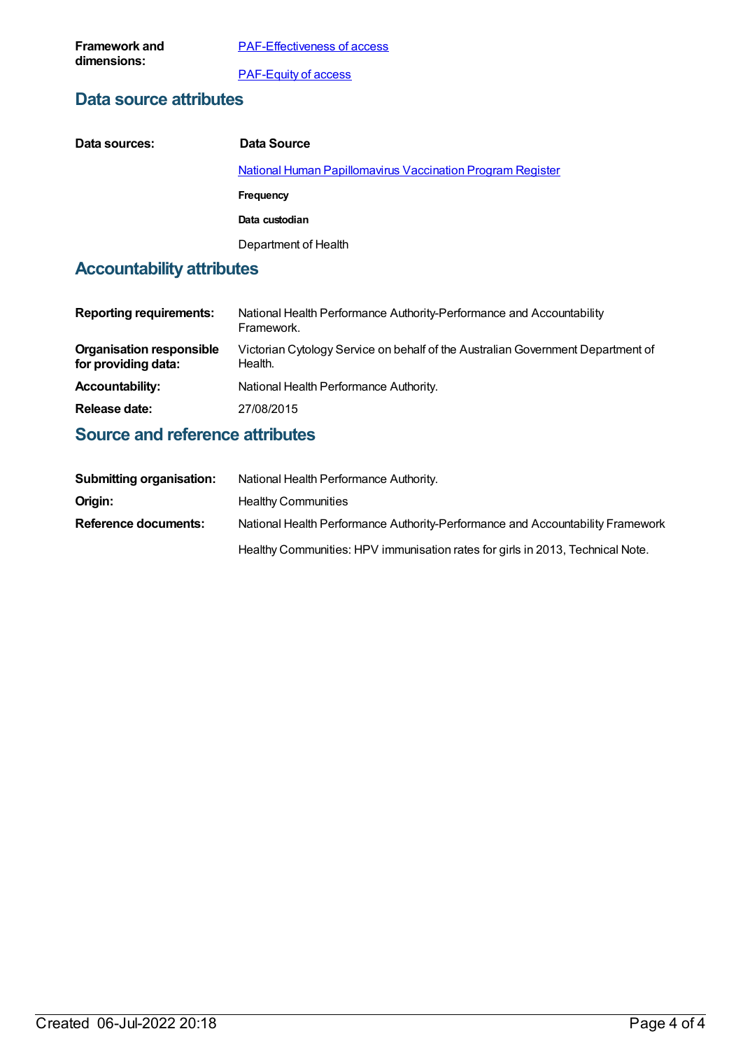**Framework and dimensions:**

[PAF-Effectiveness of access]

[PAF-Equity of access]

## Data source attributes

**Data sources:**

**Data Source**

[National Human Papillomavirus Vaccination Program Register]

**Frequency**

**Data custodian**

Department of Health

## Accountability attributes

| | |
|---|---|
| **Reporting requirements:** | National Health Performance Authority-Performance and Accountability Framework. |
| **Organisation responsible for providing data:** | Victorian Cytology Service on behalf of the Australian Government Department of Health. |
| **Accountability:** | National Health Performance Authority. |
| **Release date:** | 27/08/2015 |

## Source and reference attributes

| | |
|---|---|
| **Submitting organisation:** | National Health Performance Authority. |
| **Origin:** | Healthy Communities |
| **Reference documents:** | National Health Performance Authority-Performance and Accountability Framework<br><br>Healthy Communities: HPV immunisation rates for girls in 2013, Technical Note. |